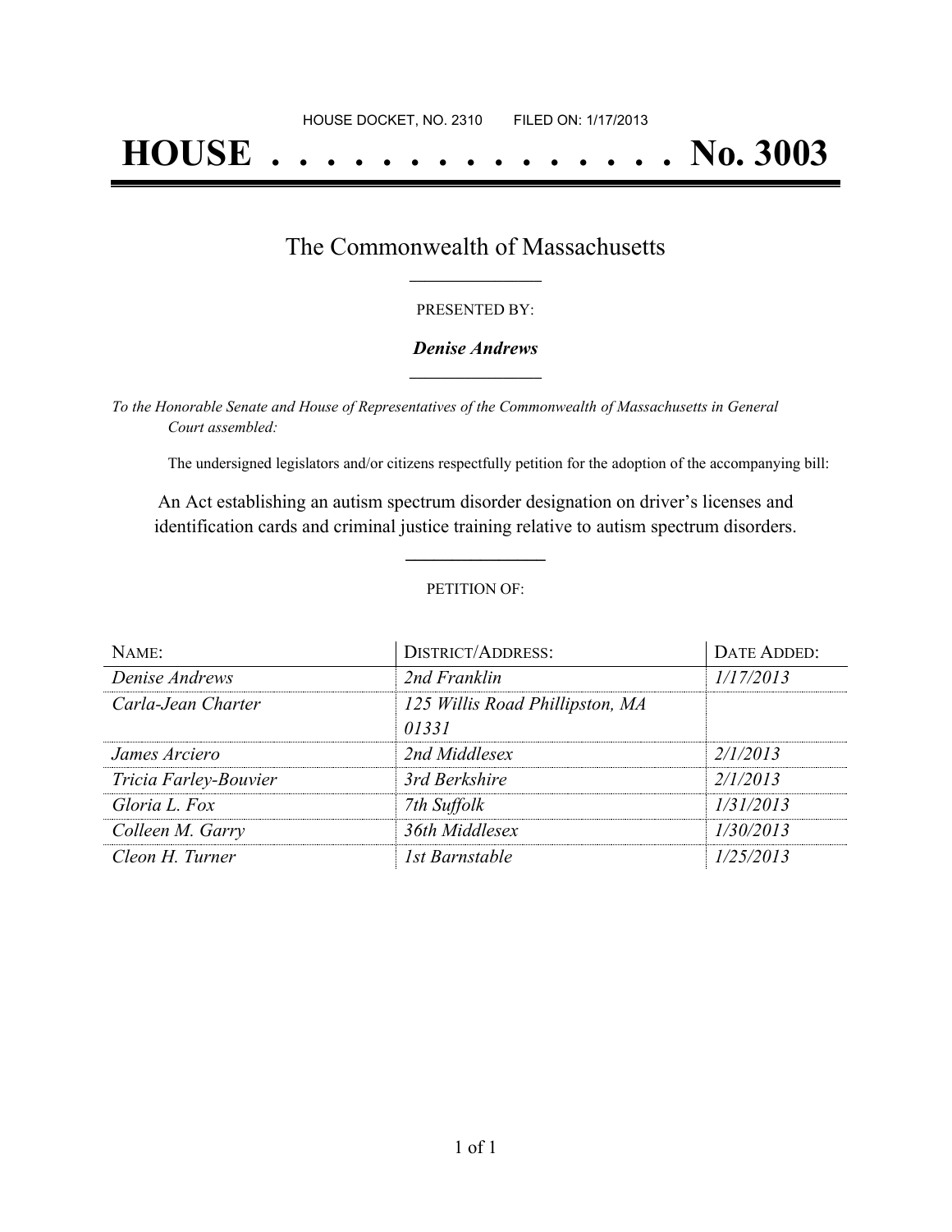HOUSE DOCKET, NO. 2310 FILED ON: 1/17/2013

# HOUSE . . . . . . . . . . . . . . . No. 3003

## The Commonwealth of Massachusetts

PRESENTED BY:

***Denise Andrews***

*To the Honorable Senate and House of Representatives of the Commonwealth of Massachusetts in General Court assembled:*

The undersigned legislators and/or citizens respectfully petition for the adoption of the accompanying bill:

An Act establishing an autism spectrum disorder designation on driver's licenses and identification cards and criminal justice training relative to autism spectrum disorders.

PETITION OF:

| NAME: | DISTRICT/ADDRESS: | DATE ADDED: |
|---|---|---|
| *Denise Andrews* | *2nd Franklin* | *1/17/2013* |
| *Carla-Jean Charter* | *125 Willis Road Phillipston, MA 01331* | |
| *James Arciero* | *2nd Middlesex* | *2/1/2013* |
| *Tricia Farley-Bouvier* | *3rd Berkshire* | *2/1/2013* |
| *Gloria L. Fox* | *7th Suffolk* | *1/31/2013* |
| *Colleen M. Garry* | *36th Middlesex* | *1/30/2013* |
| *Cleon H. Turner* | *1st Barnstable* | *1/25/2013* |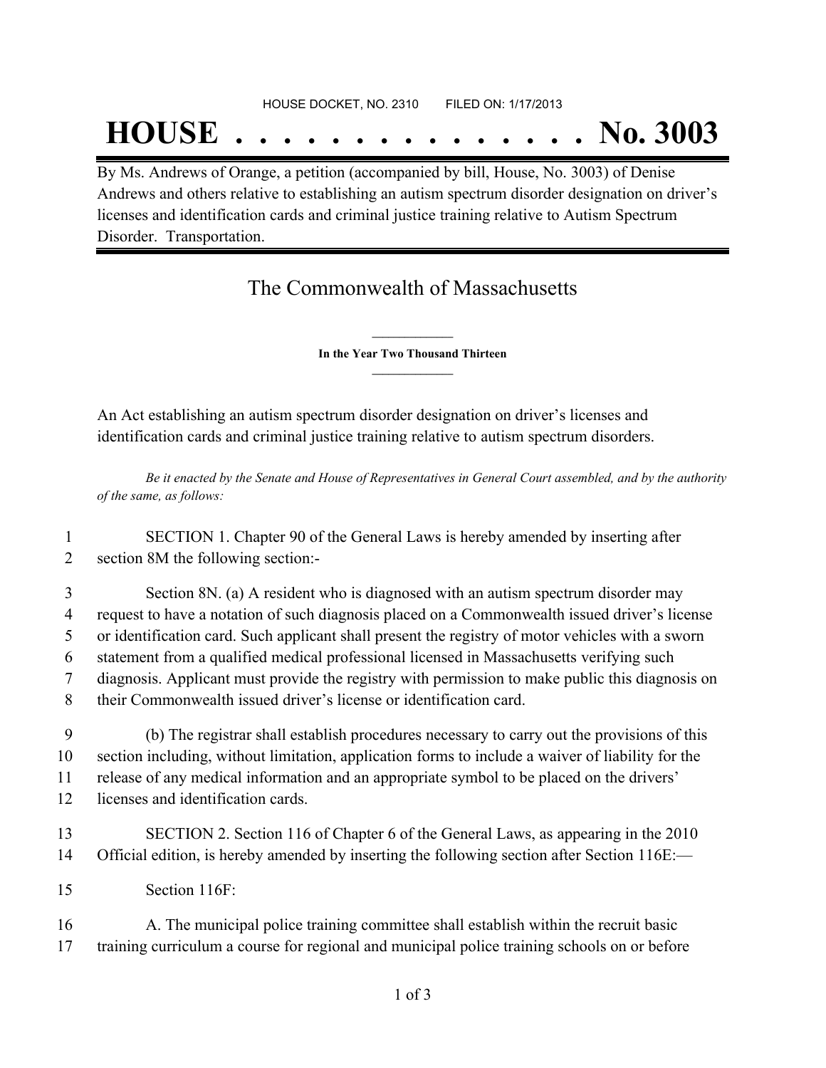HOUSE DOCKET, NO. 2310 FILED ON: 1/17/2013

# HOUSE . . . . . . . . . . . . . . . No. 3003

By Ms. Andrews of Orange, a petition (accompanied by bill, House, No. 3003) of Denise Andrews and others relative to establishing an autism spectrum disorder designation on driver's licenses and identification cards and criminal justice training relative to Autism Spectrum Disorder. Transportation.

## The Commonwealth of Massachusetts

**In the Year Two Thousand Thirteen**

An Act establishing an autism spectrum disorder designation on driver's licenses and identification cards and criminal justice training relative to autism spectrum disorders.

*Be it enacted by the Senate and House of Representatives in General Court assembled, and by the authority of the same, as follows:*

1 SECTION 1. Chapter 90 of the General Laws is hereby amended by inserting after
2 section 8M the following section:-

3 Section 8N. (a) A resident who is diagnosed with an autism spectrum disorder may
4 request to have a notation of such diagnosis placed on a Commonwealth issued driver's license
5 or identification card. Such applicant shall present the registry of motor vehicles with a sworn
6 statement from a qualified medical professional licensed in Massachusetts verifying such
7 diagnosis. Applicant must provide the registry with permission to make public this diagnosis on
8 their Commonwealth issued driver's license or identification card.

9 (b) The registrar shall establish procedures necessary to carry out the provisions of this
10 section including, without limitation, application forms to include a waiver of liability for the
11 release of any medical information and an appropriate symbol to be placed on the drivers'
12 licenses and identification cards.

13 SECTION 2. Section 116 of Chapter 6 of the General Laws, as appearing in the 2010
14 Official edition, is hereby amended by inserting the following section after Section 116E:—

15 Section 116F:

16 A. The municipal police training committee shall establish within the recruit basic
17 training curriculum a course for regional and municipal police training schools on or before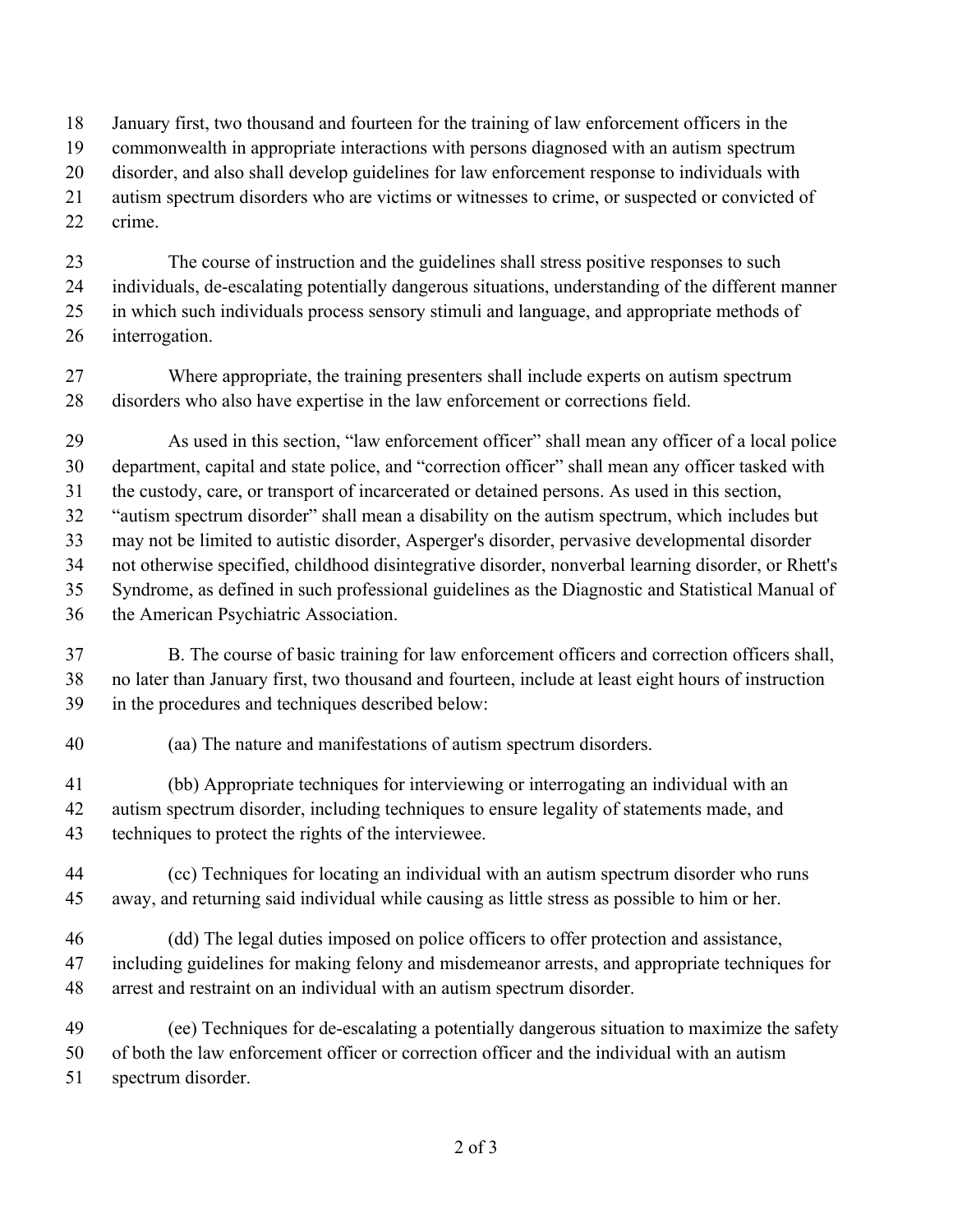January first, two thousand and fourteen for the training of law enforcement officers in the commonwealth in appropriate interactions with persons diagnosed with an autism spectrum disorder, and also shall develop guidelines for law enforcement response to individuals with autism spectrum disorders who are victims or witnesses to crime, or suspected or convicted of crime.

The course of instruction and the guidelines shall stress positive responses to such individuals, de-escalating potentially dangerous situations, understanding of the different manner in which such individuals process sensory stimuli and language, and appropriate methods of interrogation.

Where appropriate, the training presenters shall include experts on autism spectrum disorders who also have expertise in the law enforcement or corrections field.

As used in this section, "law enforcement officer" shall mean any officer of a local police department, capital and state police, and "correction officer" shall mean any officer tasked with the custody, care, or transport of incarcerated or detained persons. As used in this section, "autism spectrum disorder" shall mean a disability on the autism spectrum, which includes but may not be limited to autistic disorder, Asperger's disorder, pervasive developmental disorder not otherwise specified, childhood disintegrative disorder, nonverbal learning disorder, or Rhett's Syndrome, as defined in such professional guidelines as the Diagnostic and Statistical Manual of the American Psychiatric Association.

B. The course of basic training for law enforcement officers and correction officers shall, no later than January first, two thousand and fourteen, include at least eight hours of instruction in the procedures and techniques described below:

(aa) The nature and manifestations of autism spectrum disorders.

(bb) Appropriate techniques for interviewing or interrogating an individual with an autism spectrum disorder, including techniques to ensure legality of statements made, and techniques to protect the rights of the interviewee.

(cc) Techniques for locating an individual with an autism spectrum disorder who runs away, and returning said individual while causing as little stress as possible to him or her.

(dd) The legal duties imposed on police officers to offer protection and assistance, including guidelines for making felony and misdemeanor arrests, and appropriate techniques for arrest and restraint on an individual with an autism spectrum disorder.

(ee) Techniques for de-escalating a potentially dangerous situation to maximize the safety of both the law enforcement officer or correction officer and the individual with an autism spectrum disorder.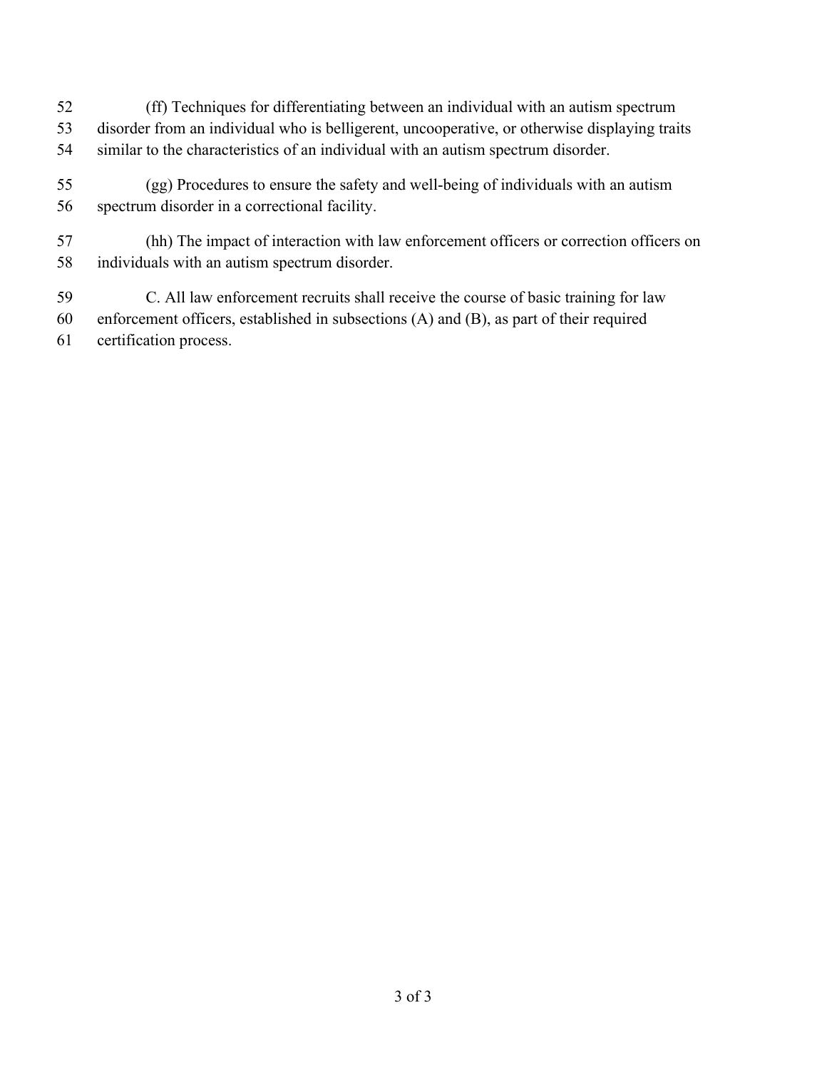(ff) Techniques for differentiating between an individual with an autism spectrum disorder from an individual who is belligerent, uncooperative, or otherwise displaying traits similar to the characteristics of an individual with an autism spectrum disorder.

(gg) Procedures to ensure the safety and well-being of individuals with an autism spectrum disorder in a correctional facility.

(hh) The impact of interaction with law enforcement officers or correction officers on individuals with an autism spectrum disorder.

C. All law enforcement recruits shall receive the course of basic training for law enforcement officers, established in subsections (A) and (B), as part of their required certification process.